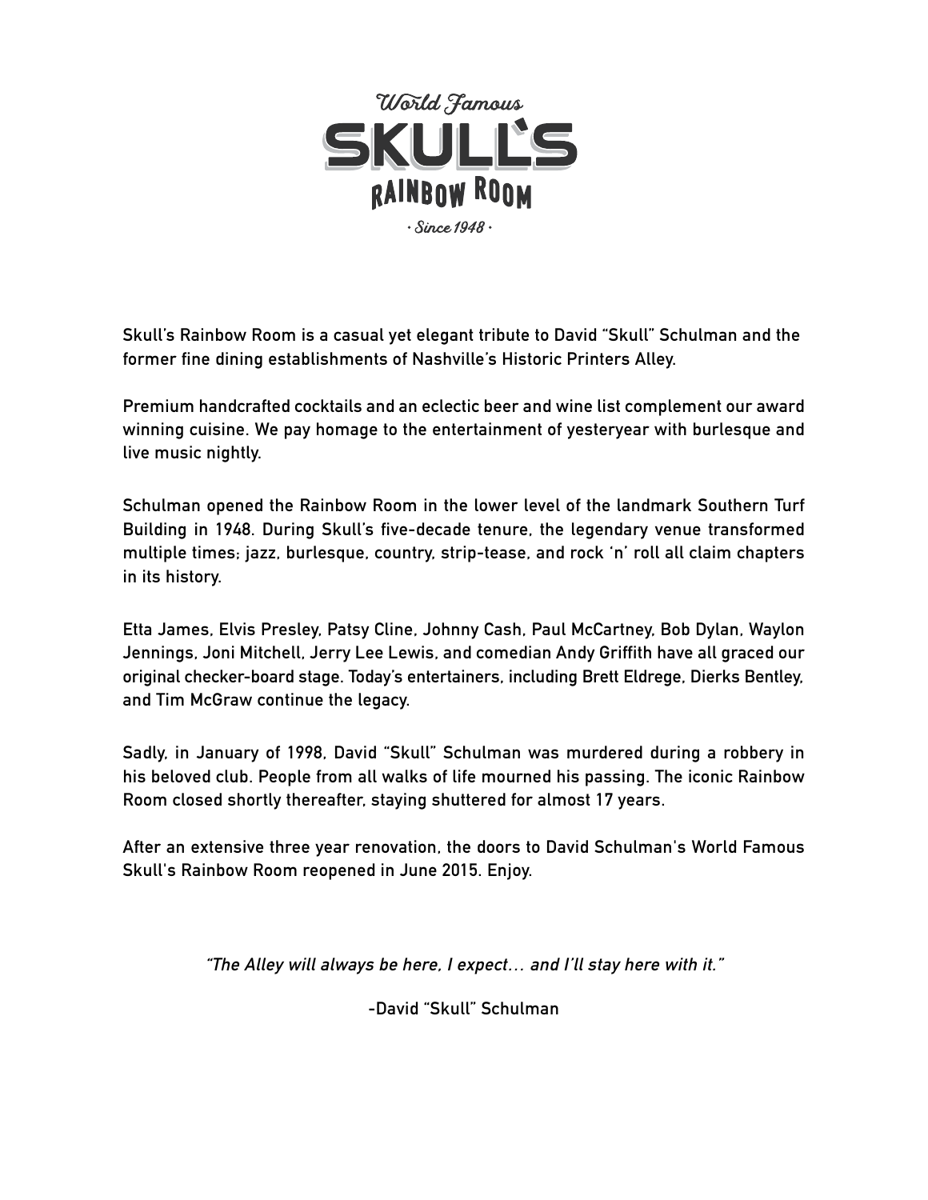World Famous

# SKULL'S

## RAINBOW ROOM

• Since 1948 •

Skull's Rainbow Room is a casual yet elegant tribute to David "Skull" Schulman and the former fine dining establishments of Nashville's Historic Printers Alley.

Premium handcrafted cocktails and an eclectic beer and wine list complement our award winning cuisine. We pay homage to the entertainment of yesteryear with burlesque and live music nightly.

Schulman opened the Rainbow Room in the lower level of the landmark Southern Turf Building in 1948. During Skull's five-decade tenure, the legendary venue transformed multiple times; jazz, burlesque, country, strip-tease, and rock 'n' roll all claim chapters in its history.

Etta James, Elvis Presley, Patsy Cline, Johnny Cash, Paul McCartney, Bob Dylan, Waylon Jennings, Joni Mitchell, Jerry Lee Lewis, and comedian Andy Griffith have all graced our original checker-board stage. Today's entertainers, including Brett Eldrege, Dierks Bentley, and Tim McGraw continue the legacy.

Sadly, in January of 1998, David "Skull" Schulman was murdered during a robbery in his beloved club. People from all walks of life mourned his passing. The iconic Rainbow Room closed shortly thereafter, staying shuttered for almost 17 years.

After an extensive three year renovation, the doors to David Schulman's World Famous Skull's Rainbow Room reopened in June 2015. Enjoy.

*"The Alley will always be here, I expect… and I'll stay here with it."*

-David "Skull" Schulman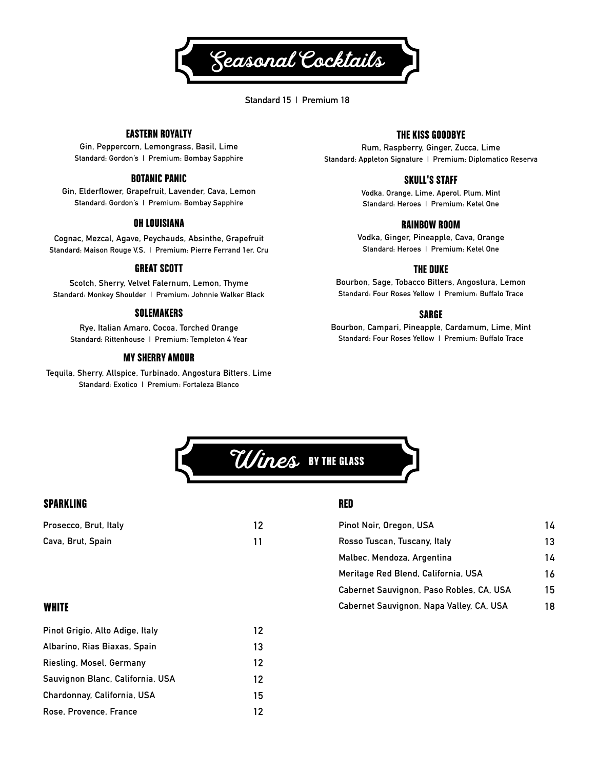# Seasonal Cocktails

Standard 15 | Premium 18

### EASTERN ROYALTY

Gin, Peppercorn, Lemongrass, Basil, Lime
Standard: Gordon's | Premium: Bombay Sapphire

### BOTANIC PANIC

Gin, Elderflower, Grapefruit, Lavender, Cava, Lemon
Standard: Gordon's | Premium: Bombay Sapphire

### OH LOUISIANA

Cognac, Mezcal, Agave, Peychauds, Absinthe, Grapefruit
Standard: Maison Rouge V.S. | Premium: Pierre Ferrand 1er. Cru

### GREAT SCOTT

Scotch, Sherry, Velvet Falernum, Lemon, Thyme
Standard: Monkey Shoulder | Premium: Johnnie Walker Black

### SOLEMAKERS

Rye, Italian Amaro, Cocoa, Torched Orange
Standard: Rittenhouse | Premium: Templeton 4 Year

### MY SHERRY AMOUR

Tequila, Sherry, Allspice, Turbinado, Angostura Bitters, Lime
Standard: Exotico | Premium: Fortaleza Blanco

### THE KISS GOODBYE

Rum, Raspberry, Ginger, Zucca, Lime
Standard: Appleton Signature | Premium: Diplomatico Reserva

### SKULL'S STAFF

Vodka, Orange, Lime, Aperol, Plum. Mint
Standard: Heroes | Premium: Ketel One

### RAINBOW ROOM

Vodka, Ginger, Pineapple, Cava, Orange
Standard: Heroes | Premium: Ketel One

### THE DUKE

Bourbon, Sage, Tobacco Bitters, Angostura, Lemon
Standard: Four Roses Yellow | Premium: Buffalo Trace

### SARGE

Bourbon, Campari, Pineapple, Cardamum, Lime, Mint
Standard: Four Roses Yellow | Premium: Buffalo Trace

# Wines BY THE GLASS

### SPARKLING

| | |
|---|---|
| Prosecco, Brut, Italy | 12 |
| Cava, Brut, Spain | 11 |

### WHITE

| | |
|---|---|
| Pinot Grigio, Alto Adige, Italy | 12 |
| Albarino, Rias Biaxas, Spain | 13 |
| Riesling, Mosel, Germany | 12 |
| Sauvignon Blanc, California, USA | 12 |
| Chardonnay, California, USA | 15 |
| Rose, Provence, France | 12 |

### RED

| | |
|---|---|
| Pinot Noir, Oregon, USA | 14 |
| Rosso Tuscan, Tuscany, Italy | 13 |
| Malbec, Mendoza, Argentina | 14 |
| Meritage Red Blend, California, USA | 16 |
| Cabernet Sauvignon, Paso Robles, CA, USA | 15 |
| Cabernet Sauvignon, Napa Valley, CA, USA | 18 |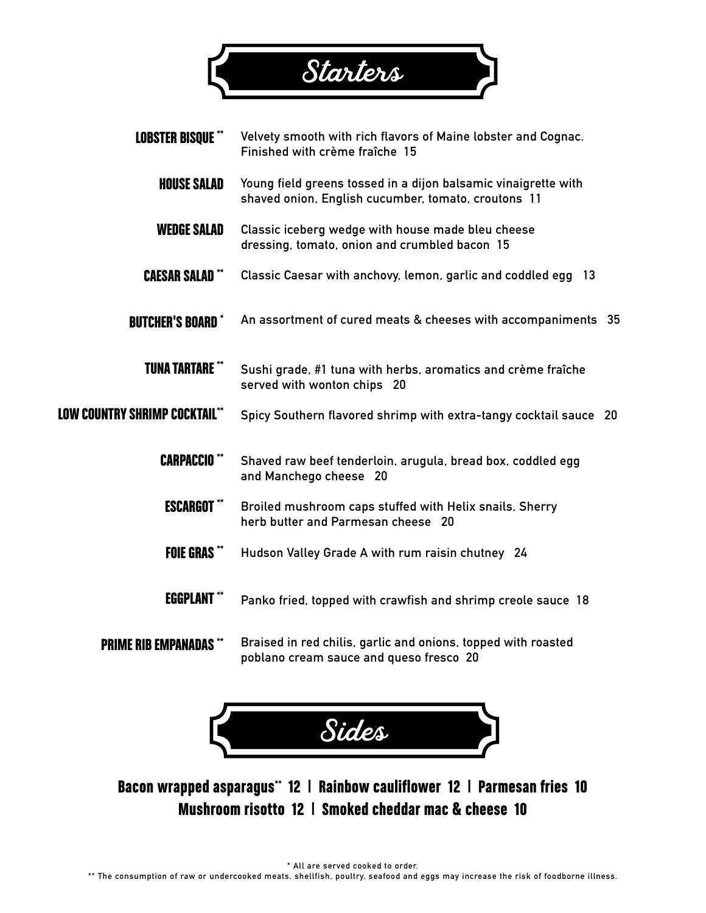# Starters

**LOBSTER BISQUE** ** Velvety smooth with rich flavors of Maine lobster and Cognac. Finished with crème fraîche 15

**HOUSE SALAD** Young field greens tossed in a dijon balsamic vinaigrette with shaved onion, English cucumber, tomato, croutons 11

**WEDGE SALAD** Classic iceberg wedge with house made bleu cheese dressing, tomato, onion and crumbled bacon 15

**CAESAR SALAD** ** Classic Caesar with anchovy, lemon, garlic and coddled egg 13

**BUTCHER'S BOARD** * An assortment of cured meats & cheeses with accompaniments 35

**TUNA TARTARE** ** Sushi grade, #1 tuna with herbs, aromatics and crème fraîche served with wonton chips 20

**LOW COUNTRY SHRIMP COCKTAIL** ** Spicy Southern flavored shrimp with extra-tangy cocktail sauce 20

**CARPACCIO** ** Shaved raw beef tenderloin, arugula, bread box, coddled egg and Manchego cheese 20

**ESCARGOT** ** Broiled mushroom caps stuffed with Helix snails, Sherry herb butter and Parmesan cheese 20

**FOIE GRAS** ** Hudson Valley Grade A with rum raisin chutney 24

**EGGPLANT** ** Panko fried, topped with crawfish and shrimp creole sauce 18

**PRIME RIB EMPANADAS** ** Braised in red chilis, garlic and onions, topped with roasted poblano cream sauce and queso fresco 20

# Sides

**Bacon wrapped asparagus** ** 12 | **Rainbow cauliflower** 12 | **Parmesan fries** 10
**Mushroom risotto** 12 | **Smoked cheddar mac & cheese** 10

* All are served cooked to order.
** The consumption of raw or undercooked meats, shellfish, poultry, seafood and eggs may increase the risk of foodborne illness.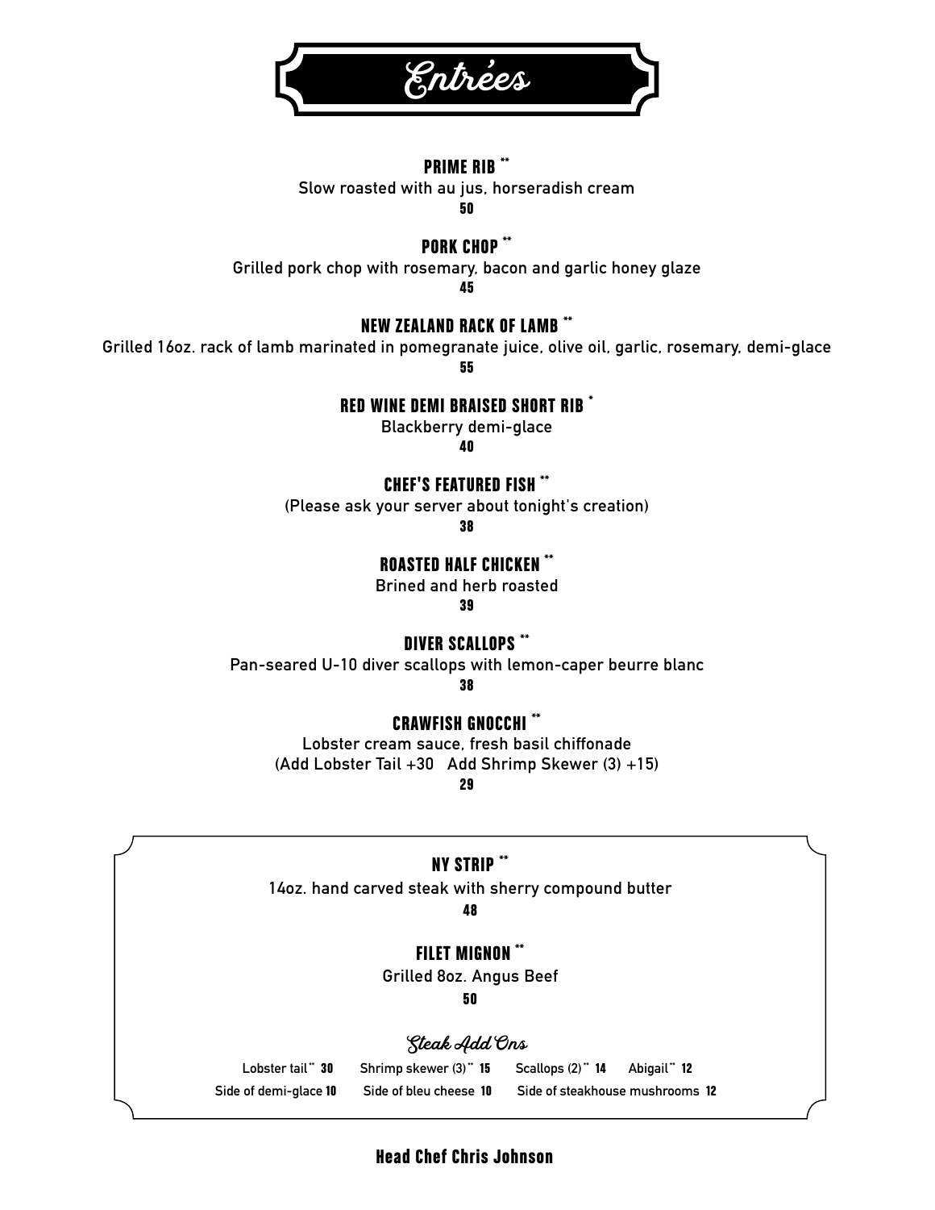# Entrées

### PRIME RIB **

Slow roasted with au jus, horseradish cream

50

### PORK CHOP **

Grilled pork chop with rosemary, bacon and garlic honey glaze

45

### NEW ZEALAND RACK OF LAMB **

Grilled 16oz. rack of lamb marinated in pomegranate juice, olive oil, garlic, rosemary, demi-glace

55

### RED WINE DEMI BRAISED SHORT RIB *

Blackberry demi-glace

40

### CHEF'S FEATURED FISH **

(Please ask your server about tonight's creation)

38

### ROASTED HALF CHICKEN **

Brined and herb roasted

39

### DIVER SCALLOPS **

Pan-seared U-10 diver scallops with lemon-caper beurre blanc

38

### CRAWFISH GNOCCHI **

Lobster cream sauce, fresh basil chiffonade

(Add Lobster Tail +30 Add Shrimp Skewer (3) +15)

29

### NY STRIP **

14oz. hand carved steak with sherry compound butter

48

### FILET MIGNON **

Grilled 8oz. Angus Beef

50

#### Steak Add Ons

Lobster tail** 30 Shrimp skewer (3)** 15 Scallops (2)** 14 Abigail** 12

Side of demi-glace 10 Side of bleu cheese 10 Side of steakhouse mushrooms 12

**Head Chef Chris Johnson**